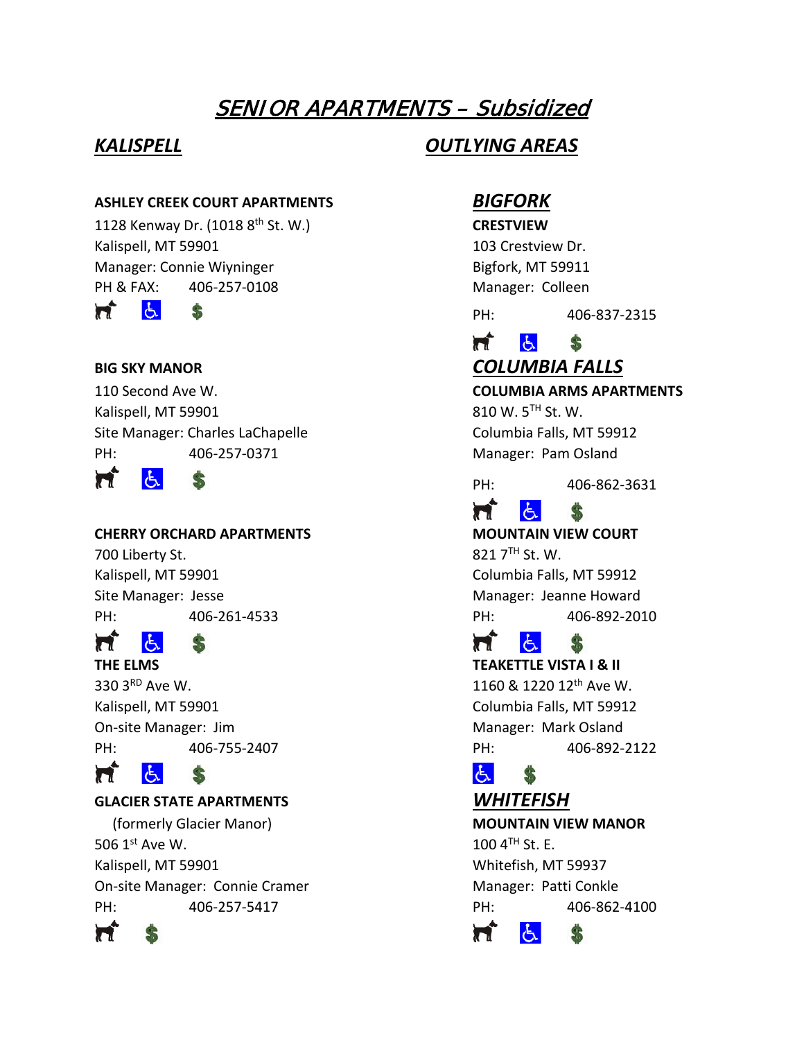# *SENIOR APARTMENTS – Subsidized*

## *KALISPELL*

**ASHLEY CREEK COURT APARTMENTS**
1128 Kenway Dr. (1018 8th St. W.)
Kalispell, MT 59901
Manager: Connie Wiyninger
PH & FAX: 406-257-0108

**BIG SKY MANOR**
110 Second Ave W.
Kalispell, MT 59901
Site Manager: Charles LaChapelle
PH: 406-257-0371

**CHERRY ORCHARD APARTMENTS**
700 Liberty St.
Kalispell, MT 59901
Site Manager: Jesse
PH: 406-261-4533

**THE ELMS**
330 3RD Ave W.
Kalispell, MT 59901
On-site Manager: Jim
PH: 406-755-2407

**GLACIER STATE APARTMENTS**
(formerly Glacier Manor)
506 1st Ave W.
Kalispell, MT 59901
On-site Manager: Connie Cramer
PH: 406-257-5417

## *OUTLYING AREAS*

### *BIGFORK*

**CRESTVIEW**
103 Crestview Dr.
Bigfork, MT 59911
Manager: Colleen
PH: 406-837-2315

### *COLUMBIA FALLS*

**COLUMBIA ARMS APARTMENTS**
810 W. 5TH St. W.
Columbia Falls, MT 59912
Manager: Pam Osland
PH: 406-862-3631

**MOUNTAIN VIEW COURT**
821 7TH St. W.
Columbia Falls, MT 59912
Manager: Jeanne Howard
PH: 406-892-2010

**TEAKETTLE VISTA I & II**
1160 & 1220 12th Ave W.
Columbia Falls, MT 59912
Manager: Mark Osland
PH: 406-892-2122

### *WHITEFISH*

**MOUNTAIN VIEW MANOR**
100 4TH St. E.
Whitefish, MT 59937
Manager: Patti Conkle
PH: 406-862-4100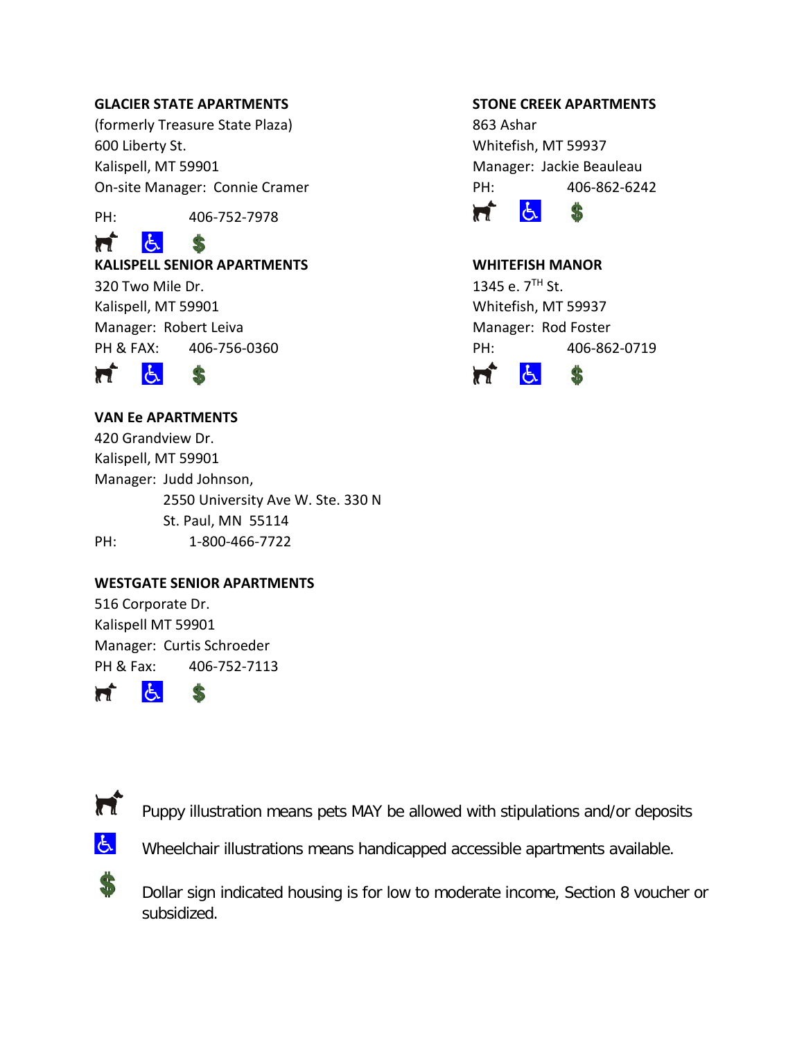**GLACIER STATE APARTMENTS**
(formerly Treasure State Plaza)
600 Liberty St.
Kalispell, MT 59901
On-site Manager: Connie Cramer

PH: 406-752-7978

**KALISPELL SENIOR APARTMENTS**
320 Two Mile Dr.
Kalispell, MT 59901
Manager: Robert Leiva
PH & FAX: 406-756-0360

**VAN Ee APARTMENTS**
420 Grandview Dr.
Kalispell, MT 59901
Manager: Judd Johnson,
2550 University Ave W. Ste. 330 N
St. Paul, MN 55114
PH: 1-800-466-7722

**WESTGATE SENIOR APARTMENTS**
516 Corporate Dr.
Kalispell MT 59901
Manager: Curtis Schroeder
PH & Fax: 406-752-7113

**STONE CREEK APARTMENTS**
863 Ashar
Whitefish, MT 59937
Manager: Jackie Beauleau
PH: 406-862-6242

**WHITEFISH MANOR**
1345 e. 7TH St.
Whitefish, MT 59937
Manager: Rod Foster
PH: 406-862-0719

Puppy illustration means pets MAY be allowed with stipulations and/or deposits

Wheelchair illustrations means handicapped accessible apartments available.

Dollar sign indicated housing is for low to moderate income, Section 8 voucher or subsidized.